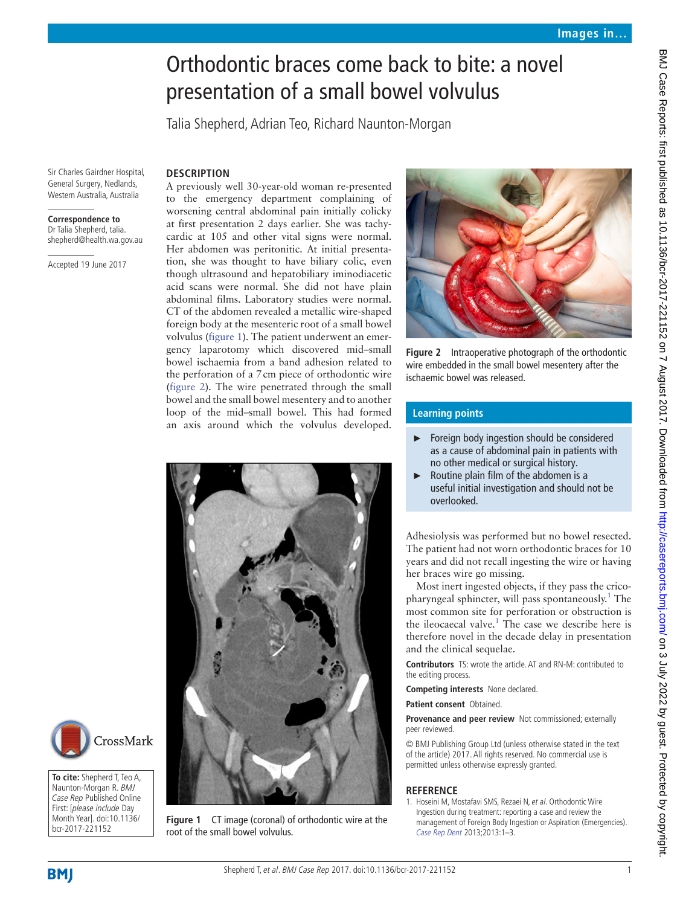# Orthodontic braces come back to bite: a novel presentation of a small bowel volvulus

Talia Shepherd, Adrian Teo, Richard Naunton-Morgan

Sir Charles Gairdner Hospital, General Surgery, Nedlands, Western Australia, Australia

**Correspondence to**
Dr Talia Shepherd, talia.shepherd@health.wa.gov.au

Accepted 19 June 2017

## DESCRIPTION

A previously well 30-year-old woman re-presented to the emergency department complaining of worsening central abdominal pain initially colicky at first presentation 2 days earlier. She was tachycardic at 105 and other vital signs were normal. Her abdomen was peritonitic. At initial presentation, she was thought to have biliary colic, even though ultrasound and hepatobiliary iminodiacetic acid scans were normal. She did not have plain abdominal films. Laboratory studies were normal. CT of the abdomen revealed a metallic wire-shaped foreign body at the mesenteric root of a small bowel volvulus (figure 1). The patient underwent an emergency laparotomy which discovered mid–small bowel ischaemia from a band adhesion related to the perforation of a 7 cm piece of orthodontic wire (figure 2). The wire penetrated through the small bowel and the small bowel mesentery and to another loop of the mid–small bowel. This had formed an axis around which the volvulus developed.

**Figure 1** CT image (coronal) of orthodontic wire at the root of the small bowel volvulus.

**Figure 2** Intraoperative photograph of the orthodontic wire embedded in the small bowel mesentery after the ischaemic bowel was released.

### Learning points

- Foreign body ingestion should be considered as a cause of abdominal pain in patients with no other medical or surgical history.
- Routine plain film of the abdomen is a useful initial investigation and should not be overlooked.

Adhesiolysis was performed but no bowel resected. The patient had not worn orthodontic braces for 10 years and did not recall ingesting the wire or having her braces wire go missing.

Most inert ingested objects, if they pass the cricopharyngeal sphincter, will pass spontaneously.[1] The most common site for perforation or obstruction is the ileocaecal valve.[1] The case we describe here is therefore novel in the decade delay in presentation and the clinical sequelae.

**Contributors** TS: wrote the article. AT and RN-M: contributed to the editing process.

**Competing interests** None declared.

**Patient consent** Obtained.

**Provenance and peer review** Not commissioned; externally peer reviewed.

© BMJ Publishing Group Ltd (unless otherwise stated in the text of the article) 2017. All rights reserved. No commercial use is permitted unless otherwise expressly granted.

## REFERENCE

1. Hoseini M, Mostafavi SMS, Rezaei N, *et al*. Orthodontic Wire Ingestion during treatment: reporting a case and review the management of Foreign Body Ingestion or Aspiration (Emergencies). *Case Rep Dent* 2013;2013:1–3.

**To cite:** Shepherd T, Teo A, Naunton-Morgan R. *BMJ Case Rep* Published Online First: [*please include* Day Month Year]. doi:10.1136/bcr-2017-221152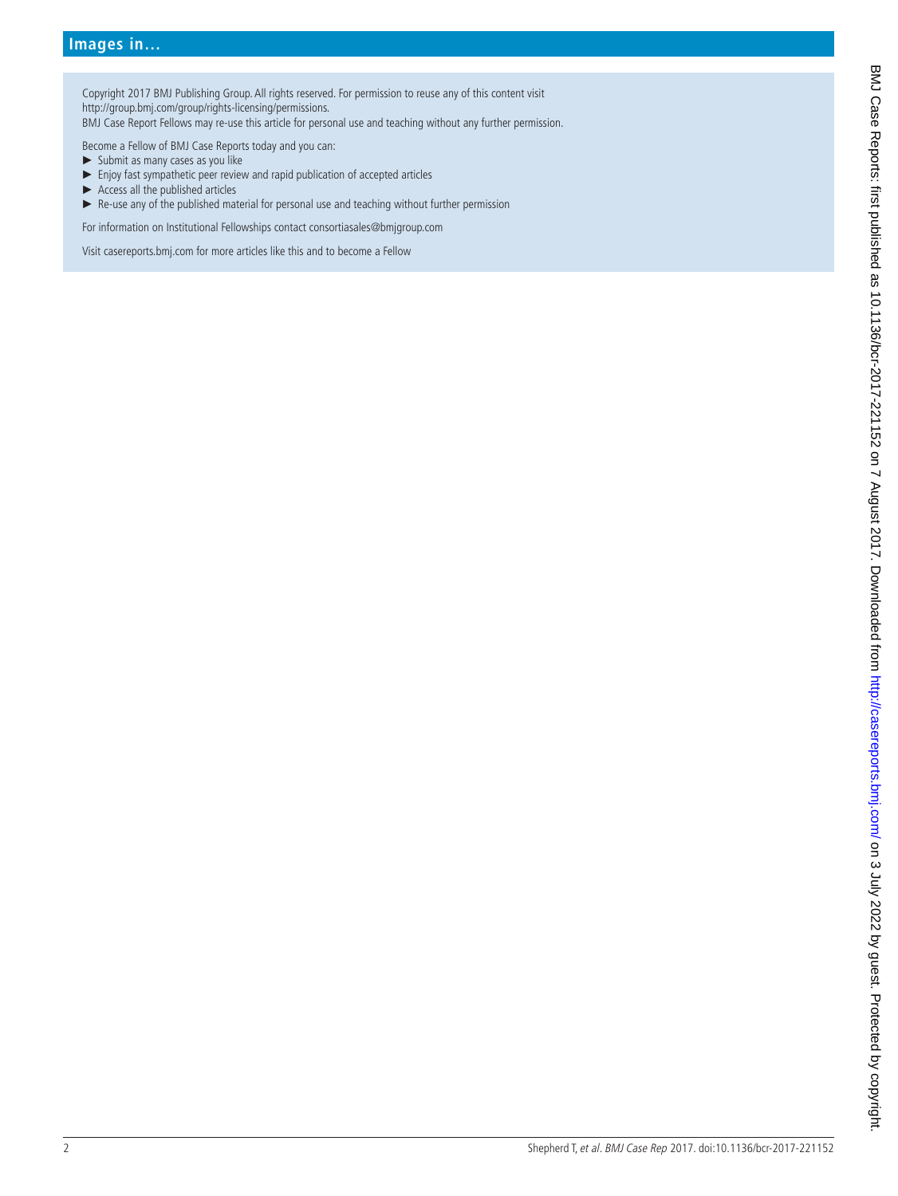Copyright 2017 BMJ Publishing Group. All rights reserved. For permission to reuse any of this content visit http://group.bmj.com/group/rights-licensing/permissions.
BMJ Case Report Fellows may re-use this article for personal use and teaching without any further permission.

Become a Fellow of BMJ Case Reports today and you can:

- Submit as many cases as you like
- Enjoy fast sympathetic peer review and rapid publication of accepted articles
- Access all the published articles
- Re-use any of the published material for personal use and teaching without further permission

For information on Institutional Fellowships contact consortiasales@bmjgroup.com

Visit casereports.bmj.com for more articles like this and to become a Fellow